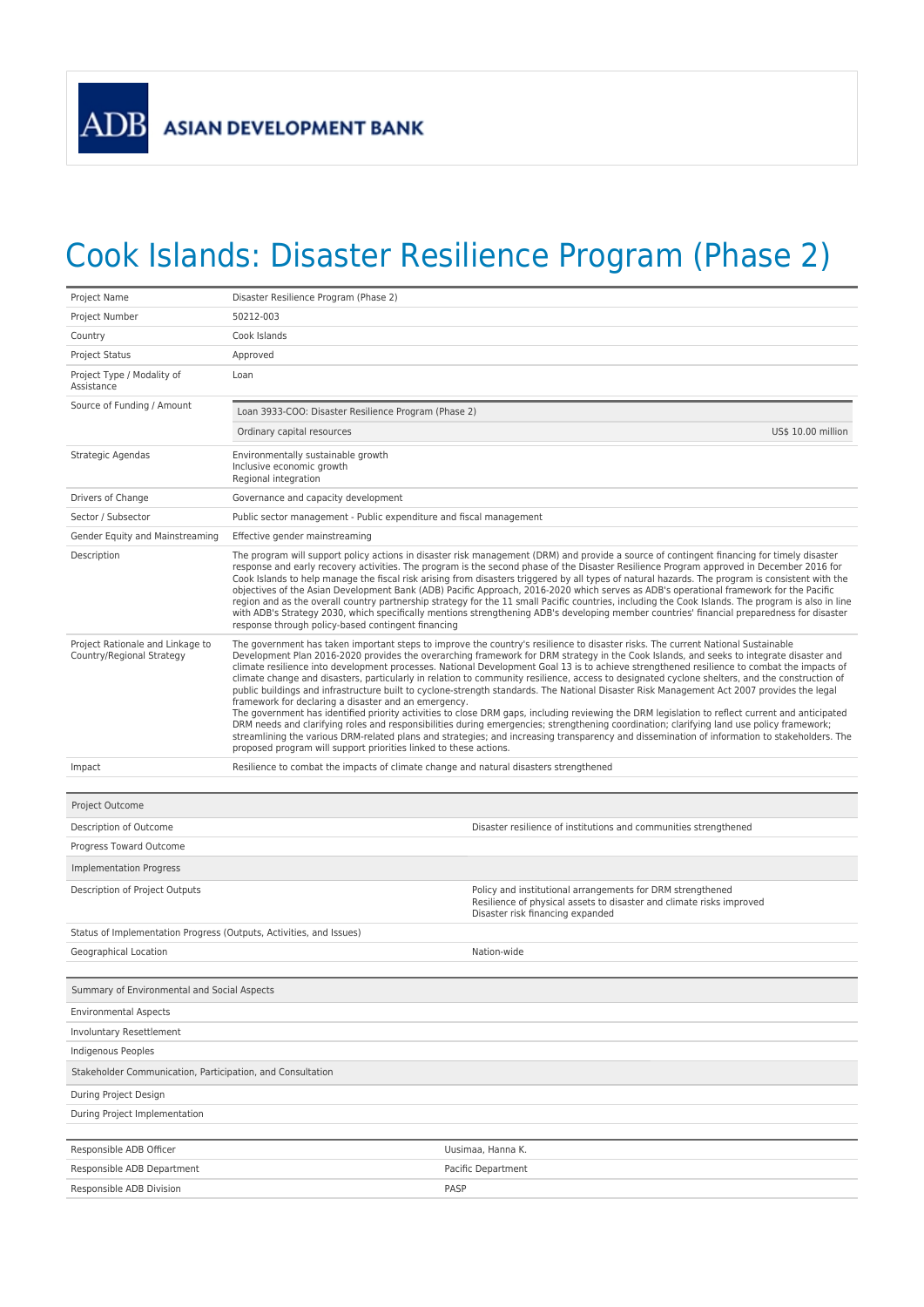ASIAN DEVELOPMENT BANK

# Cook Islands: Disaster Resilience Program (Phase 2)

| | |
|---|---|
| Project Name | Disaster Resilience Program (Phase 2) |
| Project Number | 50212-003 |
| Country | Cook Islands |
| Project Status | Approved |
| Project Type / Modality of Assistance | Loan |
| Source of Funding / Amount | Loan 3933-COO: Disaster Resilience Program (Phase 2)<br>Ordinary capital resources US$ 10.00 million |
| Strategic Agendas | Environmentally sustainable growth<br>Inclusive economic growth<br>Regional integration |
| Drivers of Change | Governance and capacity development |
| Sector / Subsector | Public sector management - Public expenditure and fiscal management |
| Gender Equity and Mainstreaming | Effective gender mainstreaming |
| Description | The program will support policy actions in disaster risk management (DRM) and provide a source of contingent financing for timely disaster response and early recovery activities. The program is the second phase of the Disaster Resilience Program approved in December 2016 for Cook Islands to help manage the fiscal risk arising from disasters triggered by all types of natural hazards. The program is consistent with the objectives of the Asian Development Bank (ADB) Pacific Approach, 2016-2020 which serves as ADB's operational framework for the Pacific region and as the overall country partnership strategy for the 11 small Pacific countries, including the Cook Islands. The program is also in line with ADB's Strategy 2030, which specifically mentions strengthening ADB's developing member countries' financial preparedness for disaster response through policy-based contingent financing |
| Project Rationale and Linkage to Country/Regional Strategy | The government has taken important steps to improve the country's resilience to disaster risks. The current National Sustainable Development Plan 2016-2020 provides the overarching framework for DRM strategy in the Cook Islands, and seeks to integrate disaster and climate resilience into development processes. National Development Goal 13 is to achieve strengthened resilience to combat the impacts of climate change and disasters, particularly in relation to community resilience, access to designated cyclone shelters, and the construction of public buildings and infrastructure built to cyclone-strength standards. The National Disaster Risk Management Act 2007 provides the legal framework for declaring a disaster and an emergency.<br>The government has identified priority activities to close DRM gaps, including reviewing the DRM legislation to reflect current and anticipated DRM needs and clarifying roles and responsibilities during emergencies; strengthening coordination; clarifying land use policy framework; streamlining the various DRM-related plans and strategies; and increasing transparency and dissemination of information to stakeholders. The proposed program will support priorities linked to these actions. |
| Impact | Resilience to combat the impacts of climate change and natural disasters strengthened |

| Project Outcome | |
|---|---|
| Description of Outcome | Disaster resilience of institutions and communities strengthened |
| Progress Toward Outcome | |
| **Implementation Progress** | |
| Description of Project Outputs | Policy and institutional arrangements for DRM strengthened<br>Resilience of physical assets to disaster and climate risks improved<br>Disaster risk financing expanded |
| Status of Implementation Progress (Outputs, Activities, and Issues) | |
| Geographical Location | Nation-wide |

| Summary of Environmental and Social Aspects | |
|---|---|
| Environmental Aspects | |
| Involuntary Resettlement | |
| Indigenous Peoples | |
| **Stakeholder Communication, Participation, and Consultation** | |
| During Project Design | |
| During Project Implementation | |

| | |
|---|---|
| Responsible ADB Officer | Uusimaa, Hanna K. |
| Responsible ADB Department | Pacific Department |
| Responsible ADB Division | PASP |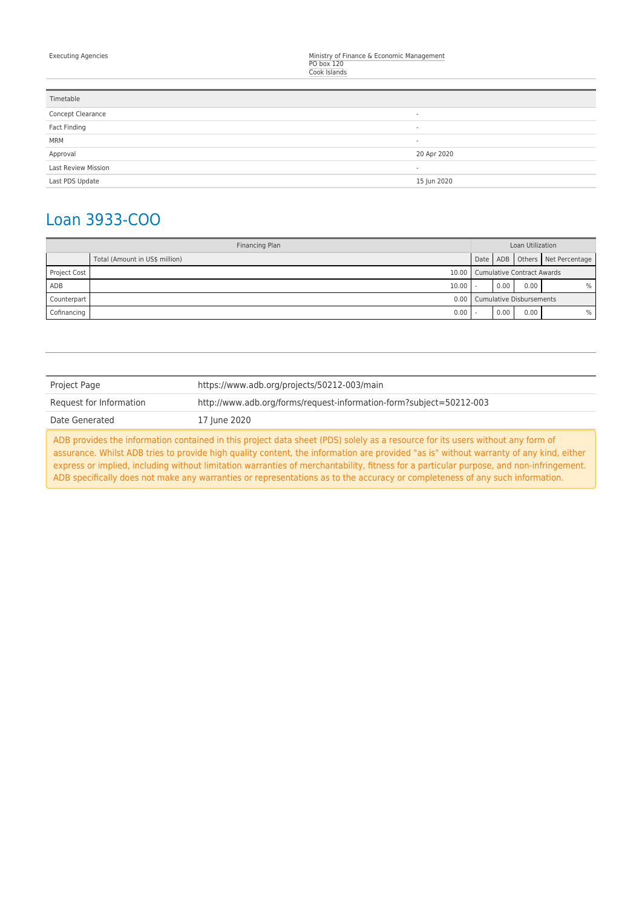| | |
|---|---|
| Executing Agencies | Ministry of Finance & Economic Management<br>PO box 120<br>Cook Islands |

| Timetable | |
|---|---|
| Concept Clearance | - |
| Fact Finding | - |
| MRM | - |
| Approval | 20 Apr 2020 |
| Last Review Mission | - |
| Last PDS Update | 15 Jun 2020 |

## Loan 3933-COO

| Financing Plan | | Loan Utilization | | | |
|---|---|---|---|---|---|
| | Total (Amount in US$ million) | Date | ADB | Others | Net Percentage |
| Project Cost | 10.00 | Cumulative Contract Awards | | | |
| ADB | 10.00 | - | 0.00 | 0.00 | % |
| Counterpart | 0.00 | Cumulative Disbursements | | | |
| Cofinancing | 0.00 | - | 0.00 | 0.00 | % |

| | |
|---|---|
| Project Page | https://www.adb.org/projects/50212-003/main |
| Request for Information | http://www.adb.org/forms/request-information-form?subject=50212-003 |
| Date Generated | 17 June 2020 |

ADB provides the information contained in this project data sheet (PDS) solely as a resource for its users without any form of assurance. Whilst ADB tries to provide high quality content, the information are provided "as is" without warranty of any kind, either express or implied, including without limitation warranties of merchantability, fitness for a particular purpose, and non-infringement. ADB specifically does not make any warranties or representations as to the accuracy or completeness of any such information.